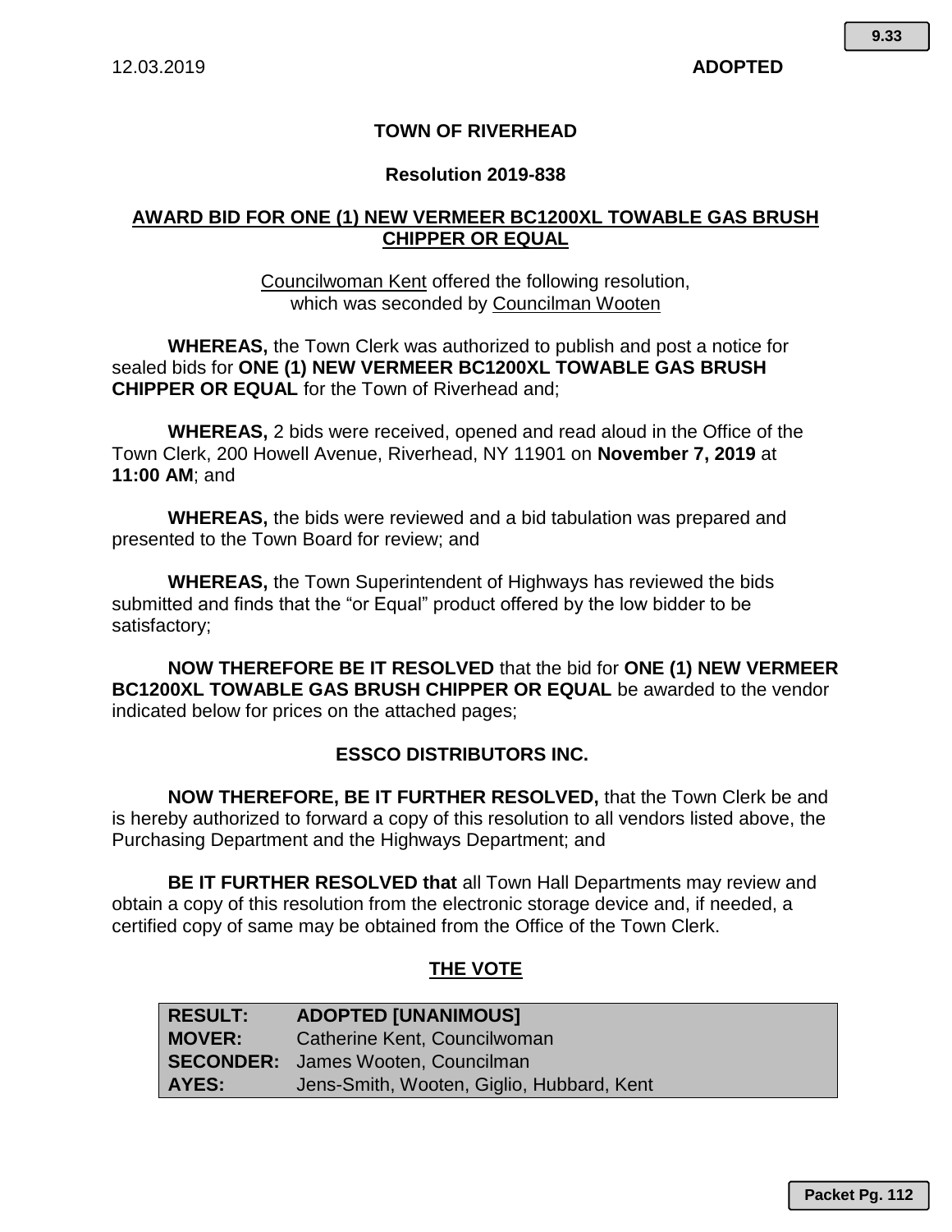12.03.2019 **ADOPTED**

# TOWN OF RIVERHEAD

## Resolution 2019-838

## AWARD BID FOR ONE (1) NEW VERMEER BC1200XL TOWABLE GAS BRUSH CHIPPER OR EQUAL

Councilwoman Kent offered the following resolution,
which was seconded by Councilman Wooten

**WHEREAS,** the Town Clerk was authorized to publish and post a notice for sealed bids for **ONE (1) NEW VERMEER BC1200XL TOWABLE GAS BRUSH CHIPPER OR EQUAL** for the Town of Riverhead and;

**WHEREAS,** 2 bids were received, opened and read aloud in the Office of the Town Clerk, 200 Howell Avenue, Riverhead, NY 11901 on **November 7, 2019** at **11:00 AM**; and

**WHEREAS,** the bids were reviewed and a bid tabulation was prepared and presented to the Town Board for review; and

**WHEREAS,** the Town Superintendent of Highways has reviewed the bids submitted and finds that the "or Equal" product offered by the low bidder to be satisfactory;

**NOW THEREFORE BE IT RESOLVED** that the bid for **ONE (1) NEW VERMEER BC1200XL TOWABLE GAS BRUSH CHIPPER OR EQUAL** be awarded to the vendor indicated below for prices on the attached pages;

**ESSCO DISTRIBUTORS INC.**

**NOW THEREFORE, BE IT FURTHER RESOLVED,** that the Town Clerk be and is hereby authorized to forward a copy of this resolution to all vendors listed above, the Purchasing Department and the Highways Department; and

**BE IT FURTHER RESOLVED that** all Town Hall Departments may review and obtain a copy of this resolution from the electronic storage device and, if needed, a certified copy of same may be obtained from the Office of the Town Clerk.

## THE VOTE

| | |
|---|---|
| **RESULT:** | **ADOPTED [UNANIMOUS]** |
| **MOVER:** | Catherine Kent, Councilwoman |
| **SECONDER:** | James Wooten, Councilman |
| **AYES:** | Jens-Smith, Wooten, Giglio, Hubbard, Kent |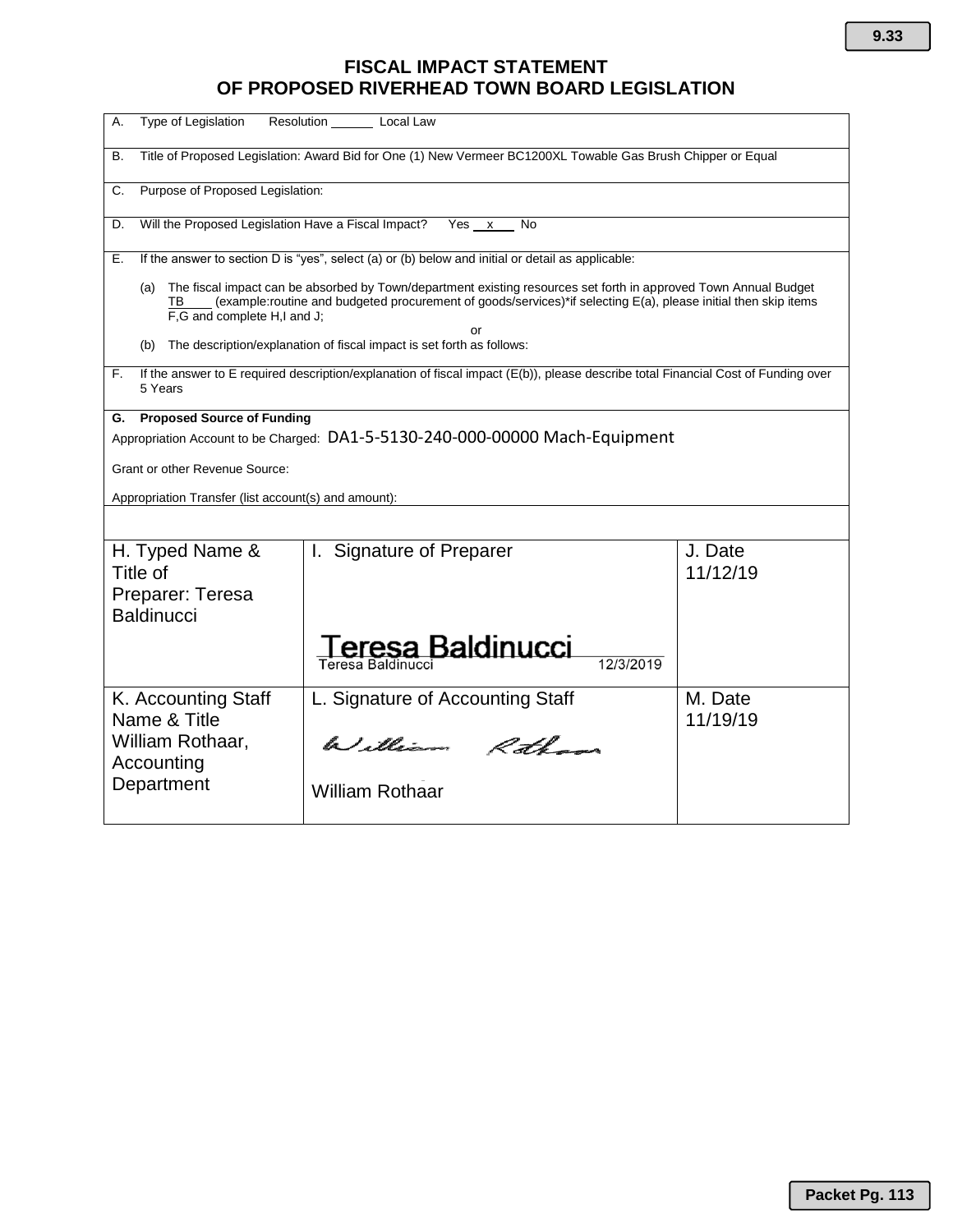# FISCAL IMPACT STATEMENT OF PROPOSED RIVERHEAD TOWN BOARD LEGISLATION

A. Type of Legislation    Resolution ______ Local Law

B. Title of Proposed Legislation: Award Bid for One (1) New Vermeer BC1200XL Towable Gas Brush Chipper or Equal

C. Purpose of Proposed Legislation:

D. Will the Proposed Legislation Have a Fiscal Impact?    Yes __x__ No

E. If the answer to section D is "yes", select (a) or (b) below and initial or detail as applicable:

(a) The fiscal impact can be absorbed by Town/department existing resources set forth in approved Town Annual Budget TB____ (example:routine and budgeted procurement of goods/services)*if selecting E(a), please initial then skip items F,G and complete H,I and J;

or

(b) The description/explanation of fiscal impact is set forth as follows:

F. If the answer to E required description/explanation of fiscal impact (E(b)), please describe total Financial Cost of Funding over 5 Years

**G. Proposed Source of Funding**

Appropriation Account to be Charged: DA1-5-5130-240-000-00000 Mach-Equipment

Grant or other Revenue Source:

Appropriation Transfer (list account(s) and amount):

| H. Typed Name & Title of Preparer: Teresa Baldinucci | I. Signature of Preparer<br>Teresa Baldinucci<br>Teresa Baldinucci 12/3/2019 | J. Date<br>11/12/19 |
|---|---|---|
| K. Accounting Staff Name & Title<br>William Rothaar, Accounting Department | L. Signature of Accounting Staff<br>William Rothaar<br>William Rothaar | M. Date<br>11/19/19 |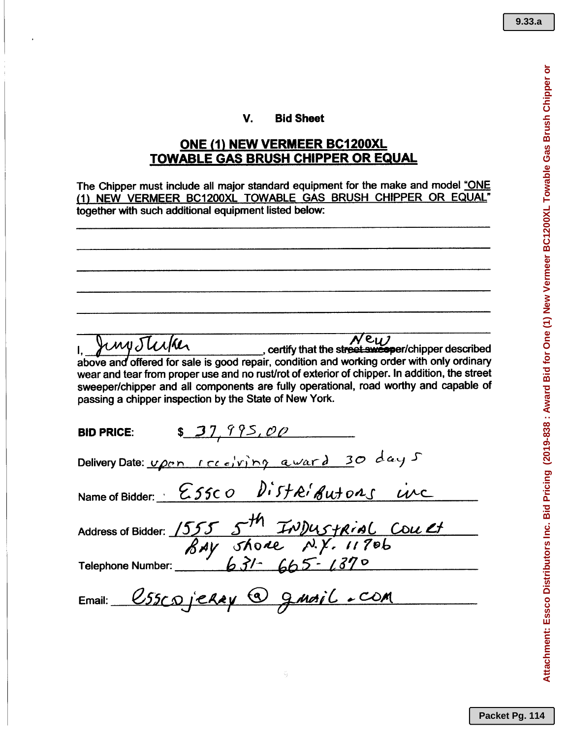## V. Bid Sheet

## ONE (1) NEW VERMEER BC1200XL TOWABLE GAS BRUSH CHIPPER OR EQUAL

The Chipper must include all major standard equipment for the make and model "ONE (1) NEW VERMEER BC1200XL TOWABLE GAS BRUSH CHIPPER OR EQUAL" together with such additional equipment listed below:

______________________________________________________________________

______________________________________________________________________

______________________________________________________________________

______________________________________________________________________

______________________________________________________________________

______________________________________________________________________

I, Jerry Stuker, certify that the ~~street sweeper~~ New /chipper described above and offered for sale is good repair, condition and working order with only ordinary wear and tear from proper use and no rust/rot of exterior of chipper. In addition, the street sweeper/chipper and all components are fully operational, road worthy and capable of passing a chipper inspection by the State of New York.

**BID PRICE:** $ 37,995.00

Delivery Date: upon receiving award 30 days

Name of Bidder: Essco Distributors inc

Address of Bidder: 1555 5th Industrial Court
Bay Shore N.Y. 11706

Telephone Number: 631-665-1370

Email: esscojerry@gmail.com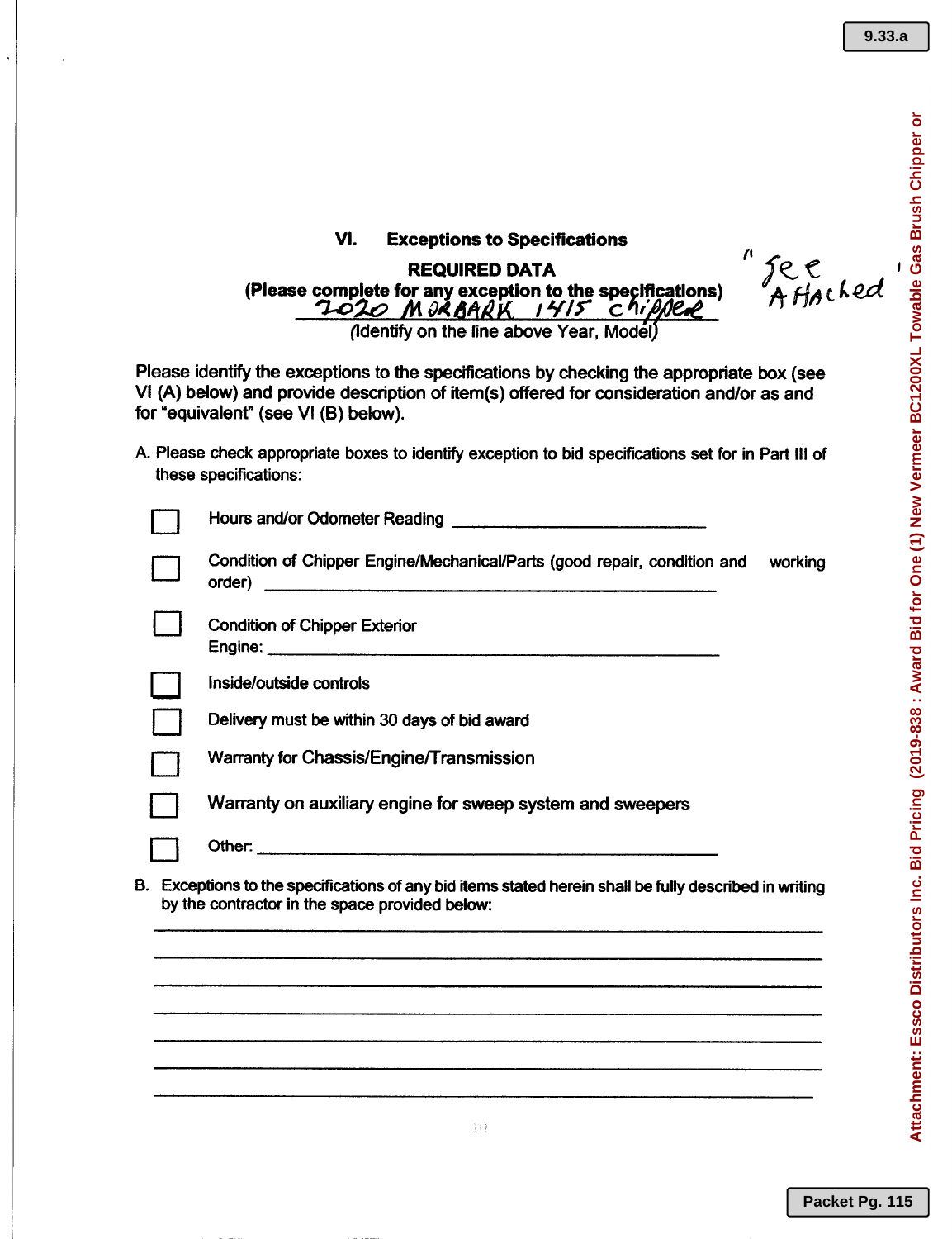## VI. Exceptions to Specifications

**REQUIRED DATA**
**(Please complete for any exception to the specifications)**

2020 MORBARK 1415 chipper
(Identify on the line above Year, Model)

"See Attached"

Please identify the exceptions to the specifications by checking the appropriate box (see VI (A) below) and provide description of item(s) offered for consideration and/or as and for "equivalent" (see VI (B) below).

A. Please check appropriate boxes to identify exception to bid specifications set for in Part III of these specifications:

- ☐ Hours and/or Odometer Reading ____________________
- ☐ Condition of Chipper Engine/Mechanical/Parts (good repair, condition and working order) ____________________
- ☐ Condition of Chipper Exterior
  Engine: ____________________
- ☐ Inside/outside controls
- ☐ Delivery must be within 30 days of bid award
- ☐ Warranty for Chassis/Engine/Transmission
- ☐ Warranty on auxiliary engine for sweep system and sweepers
- ☐ Other: ____________________

B. Exceptions to the specifications of any bid items stated herein shall be fully described in writing by the contractor in the space provided below:

____________________

____________________

____________________

____________________

____________________

____________________

____________________

Attachment: Essco Distributors Inc. Bid Pricing (2019-838 : Award Bid for One (1) New Vermeer BC1200XL Towable Gas Brush Chipper or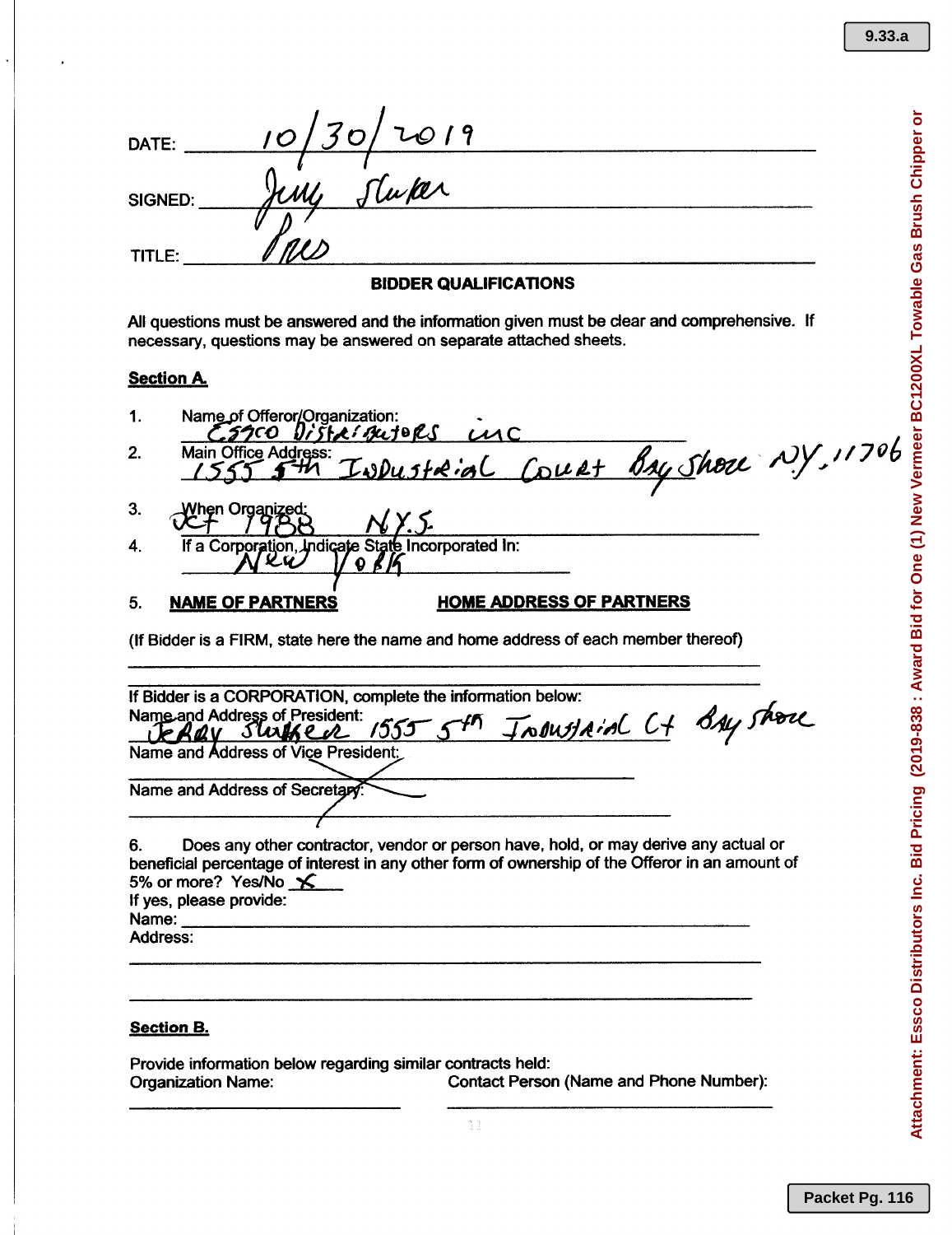DATE: 10/30/2019

SIGNED: Jerry Slurker

TITLE: Pres

**BIDDER QUALIFICATIONS**

All questions must be answered and the information given must be clear and comprehensive. If necessary, questions may be answered on separate attached sheets.

**Section A.**

1. Name of Offeror/Organization:
   Essco Distributors inc
2. Main Office Address:
   1555 5th Industrial Court Bay Shore NY. 11706
3. When Organized:
   Oct 1988 NYS
4. If a Corporation, Indicate State Incorporated In:
   New York
5. **NAME OF PARTNERS** **HOME ADDRESS OF PARTNERS**

(If Bidder is a FIRM, state here the name and home address of each member thereof)

\_\_\_\_\_\_\_\_\_\_\_\_\_\_\_\_\_\_\_\_\_\_\_\_\_\_\_\_\_\_\_\_\_\_\_\_\_\_\_\_\_\_\_\_\_\_\_\_

\_\_\_\_\_\_\_\_\_\_\_\_\_\_\_\_\_\_\_\_\_\_\_\_\_\_\_\_\_\_\_\_\_\_\_\_\_\_\_\_\_\_\_\_\_\_\_\_

If Bidder is a CORPORATION, complete the information below:
Name and Address of President:
Jerry Slurker 1555 5th Industrial Ct Bay Shore
Name and Address of Vice President:
X
Name and Address of Secretary:
X

6. Does any other contractor, vendor or person have, hold, or may derive any actual or beneficial percentage of interest in any other form of ownership of the Offeror in an amount of 5% or more? Yes/No X
If yes, please provide:
Name:
Address:

**Section B.**

Provide information below regarding similar contracts held:
Organization Name: Contact Person (Name and Phone Number):